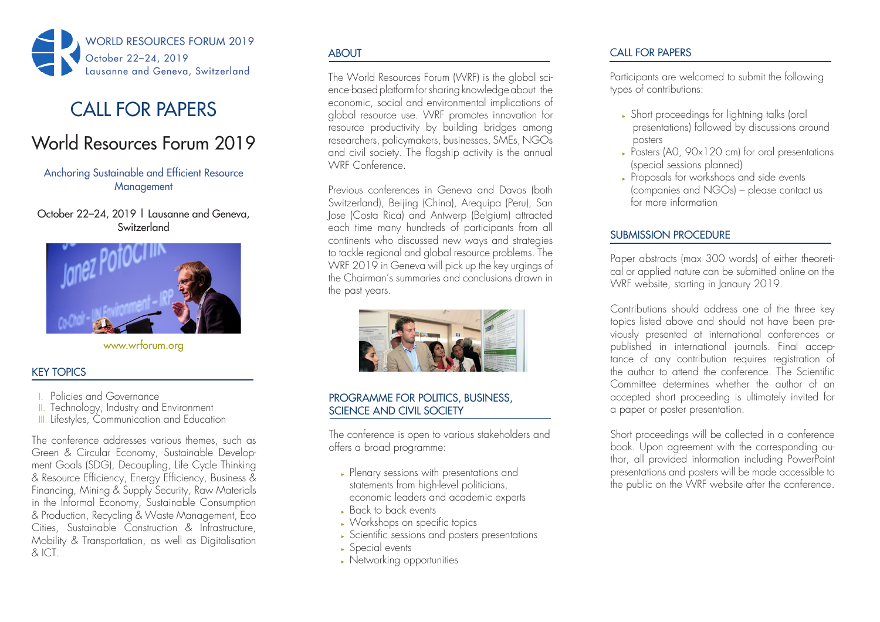WORLD RESOURCES FORUM 2019
October 22–24, 2019
Lausanne and Geneva, Switzerland

# CALL FOR PAPERS

# World Resources Forum 2019

Anchoring Sustainable and Efficient Resource Management

October 22–24, 2019 | Lausanne and Geneva, Switzerland

www.wrforum.org

## KEY TOPICS

I. Policies and Governance
II. Technology, Industry and Environment
III. Lifestyles, Communication and Education

The conference addresses various themes, such as Green & Circular Economy, Sustainable Development Goals (SDG), Decoupling, Life Cycle Thinking & Resource Efficiency, Energy Efficiency, Business & Financing, Mining & Supply Security, Raw Materials in the Informal Economy, Sustainable Consumption & Production, Recycling & Waste Management, Eco Cities, Sustainable Construction & Infrastructure, Mobility & Transportation, as well as Digitalisation & ICT.

## ABOUT

The World Resources Forum (WRF) is the global science-based platform for sharing knowledge about the economic, social and environmental implications of global resource use. WRF promotes innovation for resource productivity by building bridges among researchers, policymakers, businesses, SMEs, NGOs and civil society. The flagship activity is the annual WRF Conference.

Previous conferences in Geneva and Davos (both Switzerland), Beijing (China), Arequipa (Peru), San Jose (Costa Rica) and Antwerp (Belgium) attracted each time many hundreds of participants from all continents who discussed new ways and strategies to tackle regional and global resource problems. The WRF 2019 in Geneva will pick up the key urgings of the Chairman's summaries and conclusions drawn in the past years.

## PROGRAMME FOR POLITICS, BUSINESS, SCIENCE AND CIVIL SOCIETY

The conference is open to various stakeholders and offers a broad programme:

- Plenary sessions with presentations and statements from high-level politicians, economic leaders and academic experts
- Back to back events
- Workshops on specific topics
- Scientific sessions and posters presentations
- Special events
- Networking opportunities

## CALL FOR PAPERS

Participants are welcomed to submit the following types of contributions:

- Short proceedings for lightning talks (oral presentations) followed by discussions around posters
- Posters (A0, 90x120 cm) for oral presentations (special sessions planned)
- Proposals for workshops and side events (companies and NGOs) – please contact us for more information

## SUBMISSION PROCEDURE

Paper abstracts (max 300 words) of either theoretical or applied nature can be submitted online on the WRF website, starting in Janaury 2019.

Contributions should address one of the three key topics listed above and should not have been previously presented at international conferences or published in international journals. Final acceptance of any contribution requires registration of the author to attend the conference. The Scientific Committee determines whether the author of an accepted short proceeding is ultimately invited for a paper or poster presentation.

Short proceedings will be collected in a conference book. Upon agreement with the corresponding author, all provided information including PowerPoint presentations and posters will be made accessible to the public on the WRF website after the conference.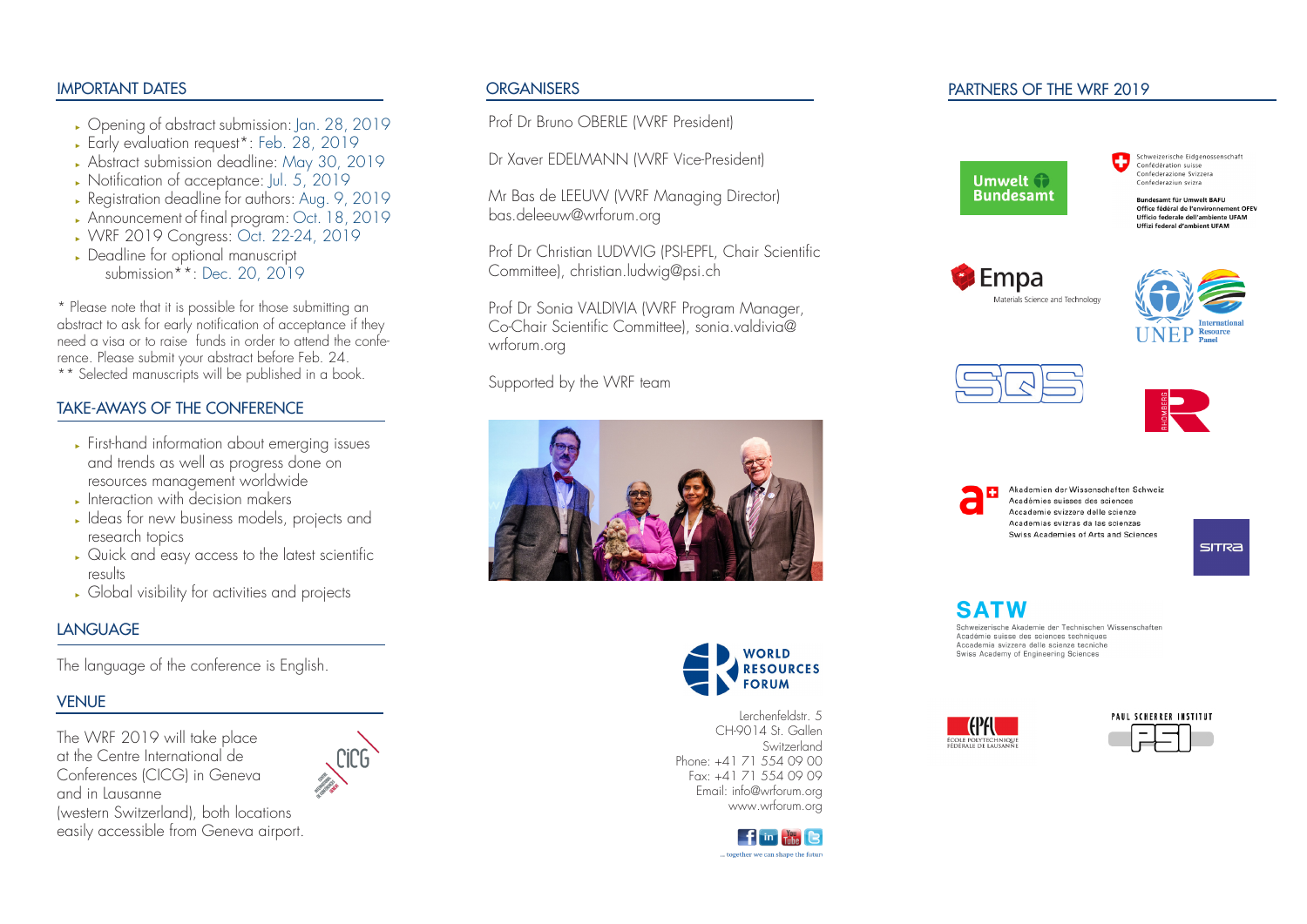## IMPORTANT DATES

- Opening of abstract submission: Jan. 28, 2019
- Early evaluation request*: Feb. 28, 2019
- Abstract submission deadline: May 30, 2019
- Notification of acceptance: Jul. 5, 2019
- Registration deadline for authors: Aug. 9, 2019
- Announcement of final program: Oct. 18, 2019
- WRF 2019 Congress: Oct. 22-24, 2019
- Deadline for optional manuscript submission**: Dec. 20, 2019

* Please note that it is possible for those submitting an abstract to ask for early notification of acceptance if they need a visa or to raise funds in order to attend the conference. Please submit your abstract before Feb. 24.
** Selected manuscripts will be published in a book.

## TAKE-AWAYS OF THE CONFERENCE

- First-hand information about emerging issues and trends as well as progress done on resources management worldwide
- Interaction with decision makers
- Ideas for new business models, projects and research topics
- Quick and easy access to the latest scientific results
- Global visibility for activities and projects

## LANGUAGE

The language of the conference is English.

## VENUE

The WRF 2019 will take place at the Centre International de Conferences (CICG) in Geneva and in Lausanne (western Switzerland), both locations easily accessible from Geneva airport.

## ORGANISERS

Prof Dr Bruno OBERLE (WRF President)

Dr Xaver EDELMANN (WRF Vice-President)

Mr Bas de LEEUW (WRF Managing Director)
bas.deleeuw@wrforum.org

Prof Dr Christian LUDWIG (PSI-EPFL, Chair Scientific Committee), christian.ludwig@psi.ch

Prof Dr Sonia VALDIVIA (WRF Program Manager, Co-Chair Scientific Committee), sonia.valdivia@wrforum.org

Supported by the WRF team

WORLD RESOURCES FORUM

Lerchenfeldstr. 5
CH-9014 St. Gallen
Switzerland
Phone: +41 71 554 09 00
Fax: +41 71 554 09 09
Email: info@wrforum.org
www.wrforum.org

... together we can shape the future

## PARTNERS OF THE WRF 2019

Umwelt Bundesamt

Schweizerische Eidgenossenschaft
Confédération suisse
Confederazione Svizzera
Confederaziun svizra

Bundesamt für Umwelt BAFU
Office fédéral de l'environnement OFEV
Ufficio federale dell'ambiente UFAM
Uffizi federal d'ambient UFAM

Empa
Materials Science and Technology

UNEP International Resource Panel

SQS

RHOMBERG

Akademien der Wissenschaften Schweiz
Académies suisses des sciences
Accademie svizzere delle scienze
Academias svizras da las scienzas
Swiss Academies of Arts and Sciences

SITRA

SATW
Schweizerische Akademie der Technischen Wissenschaften
Académie suisse des sciences techniques
Accademia svizzera delle scienze tecniche
Swiss Academy of Engineering Sciences

EPFL
ÉCOLE POLYTECHNIQUE FÉDÉRALE DE LAUSANNE

PAUL SCHERRER INSTITUT
PSI